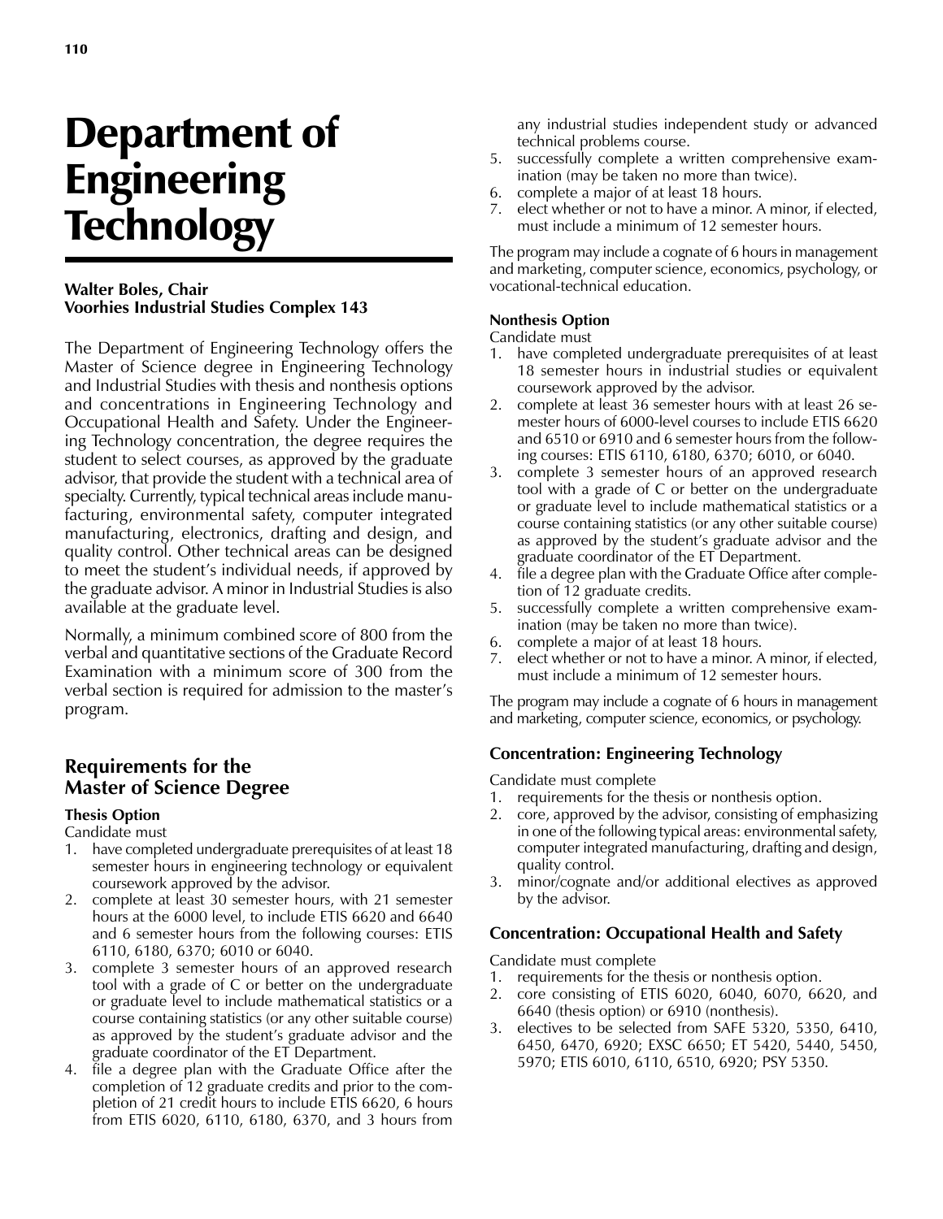# Department of Engineering Technology

**Walter Boles, Chair**
**Voorhies Industrial Studies Complex 143**

The Department of Engineering Technology offers the Master of Science degree in Engineering Technology and Industrial Studies with thesis and nonthesis options and concentrations in Engineering Technology and Occupational Health and Safety. Under the Engineering Technology concentration, the degree requires the student to select courses, as approved by the graduate advisor, that provide the student with a technical area of specialty. Currently, typical technical areas include manufacturing, environmental safety, computer integrated manufacturing, electronics, drafting and design, and quality control. Other technical areas can be designed to meet the student's individual needs, if approved by the graduate advisor. A minor in Industrial Studies is also available at the graduate level.

Normally, a minimum combined score of 800 from the verbal and quantitative sections of the Graduate Record Examination with a minimum score of 300 from the verbal section is required for admission to the master's program.

## Requirements for the Master of Science Degree

**Thesis Option**

Candidate must

1. have completed undergraduate prerequisites of at least 18 semester hours in engineering technology or equivalent coursework approved by the advisor.
2. complete at least 30 semester hours, with 21 semester hours at the 6000 level, to include ETIS 6620 and 6640 and 6 semester hours from the following courses: ETIS 6110, 6180, 6370; 6010 or 6040.
3. complete 3 semester hours of an approved research tool with a grade of C or better on the undergraduate or graduate level to include mathematical statistics or a course containing statistics (or any other suitable course) as approved by the student's graduate advisor and the graduate coordinator of the ET Department.
4. file a degree plan with the Graduate Office after the completion of 12 graduate credits and prior to the completion of 21 credit hours to include ETIS 6620, 6 hours from ETIS 6020, 6110, 6180, 6370, and 3 hours from any industrial studies independent study or advanced technical problems course.
5. successfully complete a written comprehensive examination (may be taken no more than twice).
6. complete a major of at least 18 hours.
7. elect whether or not to have a minor. A minor, if elected, must include a minimum of 12 semester hours.

The program may include a cognate of 6 hours in management and marketing, computer science, economics, psychology, or vocational-technical education.

**Nonthesis Option**

Candidate must

1. have completed undergraduate prerequisites of at least 18 semester hours in industrial studies or equivalent coursework approved by the advisor.
2. complete at least 36 semester hours with at least 26 semester hours of 6000-level courses to include ETIS 6620 and 6510 or 6910 and 6 semester hours from the following courses: ETIS 6110, 6180, 6370; 6010, or 6040.
3. complete 3 semester hours of an approved research tool with a grade of C or better on the undergraduate or graduate level to include mathematical statistics or a course containing statistics (or any other suitable course) as approved by the student's graduate advisor and the graduate coordinator of the ET Department.
4. file a degree plan with the Graduate Office after completion of 12 graduate credits.
5. successfully complete a written comprehensive examination (may be taken no more than twice).
6. complete a major of at least 18 hours.
7. elect whether or not to have a minor. A minor, if elected, must include a minimum of 12 semester hours.

The program may include a cognate of 6 hours in management and marketing, computer science, economics, or psychology.

### Concentration: Engineering Technology

Candidate must complete

1. requirements for the thesis or nonthesis option.
2. core, approved by the advisor, consisting of emphasizing in one of the following typical areas: environmental safety, computer integrated manufacturing, drafting and design, quality control.
3. minor/cognate and/or additional electives as approved by the advisor.

### Concentration: Occupational Health and Safety

Candidate must complete

1. requirements for the thesis or nonthesis option.
2. core consisting of ETIS 6020, 6040, 6070, 6620, and 6640 (thesis option) or 6910 (nonthesis).
3. electives to be selected from SAFE 5320, 5350, 6410, 6450, 6470, 6920; EXSC 6650; ET 5420, 5440, 5450, 5970; ETIS 6010, 6110, 6510, 6920; PSY 5350.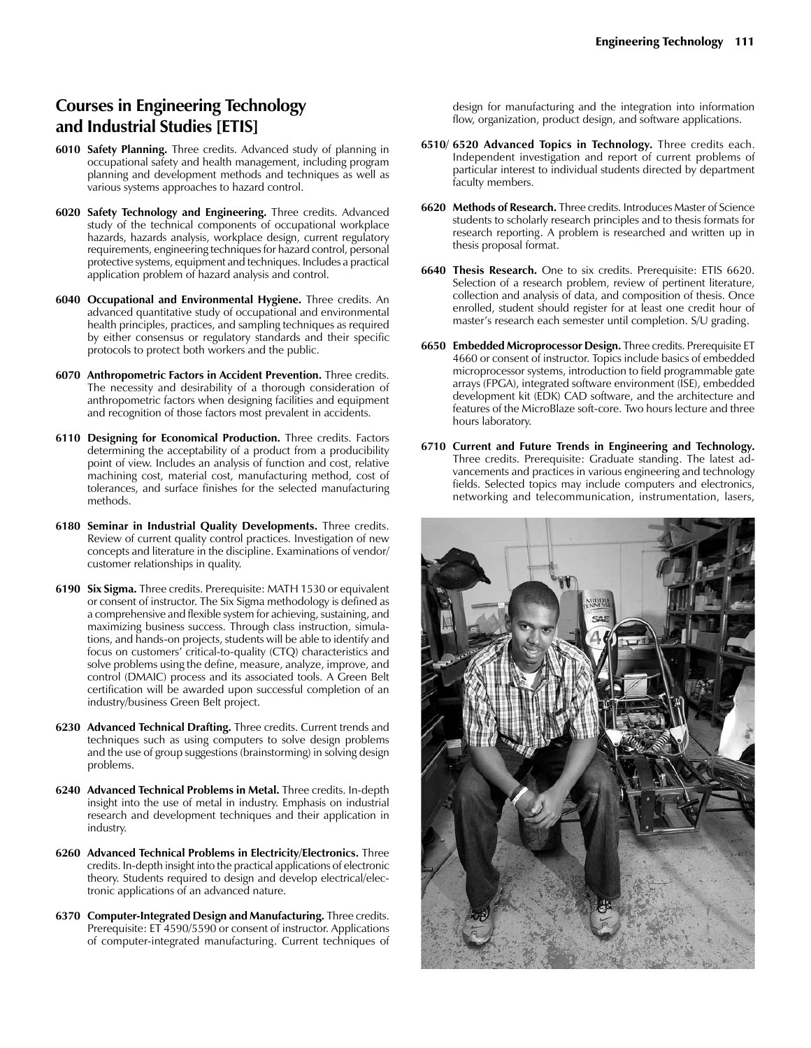## Courses in Engineering Technology and Industrial Studies [ETIS]

**6010 Safety Planning.** Three credits. Advanced study of planning in occupational safety and health management, including program planning and development methods and techniques as well as various systems approaches to hazard control.

**6020 Safety Technology and Engineering.** Three credits. Advanced study of the technical components of occupational workplace hazards, hazards analysis, workplace design, current regulatory requirements, engineering techniques for hazard control, personal protective systems, equipment and techniques. Includes a practical application problem of hazard analysis and control.

**6040 Occupational and Environmental Hygiene.** Three credits. An advanced quantitative study of occupational and environmental health principles, practices, and sampling techniques as required by either consensus or regulatory standards and their specific protocols to protect both workers and the public.

**6070 Anthropometric Factors in Accident Prevention.** Three credits. The necessity and desirability of a thorough consideration of anthropometric factors when designing facilities and equipment and recognition of those factors most prevalent in accidents.

**6110 Designing for Economical Production.** Three credits. Factors determining the acceptability of a product from a producibility point of view. Includes an analysis of function and cost, relative machining cost, material cost, manufacturing method, cost of tolerances, and surface finishes for the selected manufacturing methods.

**6180 Seminar in Industrial Quality Developments.** Three credits. Review of current quality control practices. Investigation of new concepts and literature in the discipline. Examinations of vendor/customer relationships in quality.

**6190 Six Sigma.** Three credits. Prerequisite: MATH 1530 or equivalent or consent of instructor. The Six Sigma methodology is defined as a comprehensive and flexible system for achieving, sustaining, and maximizing business success. Through class instruction, simulations, and hands-on projects, students will be able to identify and focus on customers' critical-to-quality (CTQ) characteristics and solve problems using the define, measure, analyze, improve, and control (DMAIC) process and its associated tools. A Green Belt certification will be awarded upon successful completion of an industry/business Green Belt project.

**6230 Advanced Technical Drafting.** Three credits. Current trends and techniques such as using computers to solve design problems and the use of group suggestions (brainstorming) in solving design problems.

**6240 Advanced Technical Problems in Metal.** Three credits. In-depth insight into the use of metal in industry. Emphasis on industrial research and development techniques and their application in industry.

**6260 Advanced Technical Problems in Electricity/Electronics.** Three credits. In-depth insight into the practical applications of electronic theory. Students required to design and develop electrical/electronic applications of an advanced nature.

**6370 Computer-Integrated Design and Manufacturing.** Three credits. Prerequisite: ET 4590/5590 or consent of instructor. Applications of computer-integrated manufacturing. Current techniques of design for manufacturing and the integration into information flow, organization, product design, and software applications.

**6510/ 6520 Advanced Topics in Technology.** Three credits each. Independent investigation and report of current problems of particular interest to individual students directed by department faculty members.

**6620 Methods of Research.** Three credits. Introduces Master of Science students to scholarly research principles and to thesis formats for research reporting. A problem is researched and written up in thesis proposal format.

**6640 Thesis Research.** One to six credits. Prerequisite: ETIS 6620. Selection of a research problem, review of pertinent literature, collection and analysis of data, and composition of thesis. Once enrolled, student should register for at least one credit hour of master's research each semester until completion. S/U grading.

**6650 Embedded Microprocessor Design.** Three credits. Prerequisite ET 4660 or consent of instructor. Topics include basics of embedded microprocessor systems, introduction to field programmable gate arrays (FPGA), integrated software environment (ISE), embedded development kit (EDK) CAD software, and the architecture and features of the MicroBlaze soft-core. Two hours lecture and three hours laboratory.

**6710 Current and Future Trends in Engineering and Technology.** Three credits. Prerequisite: Graduate standing. The latest advancements and practices in various engineering and technology fields. Selected topics may include computers and electronics, networking and telecommunication, instrumentation, lasers,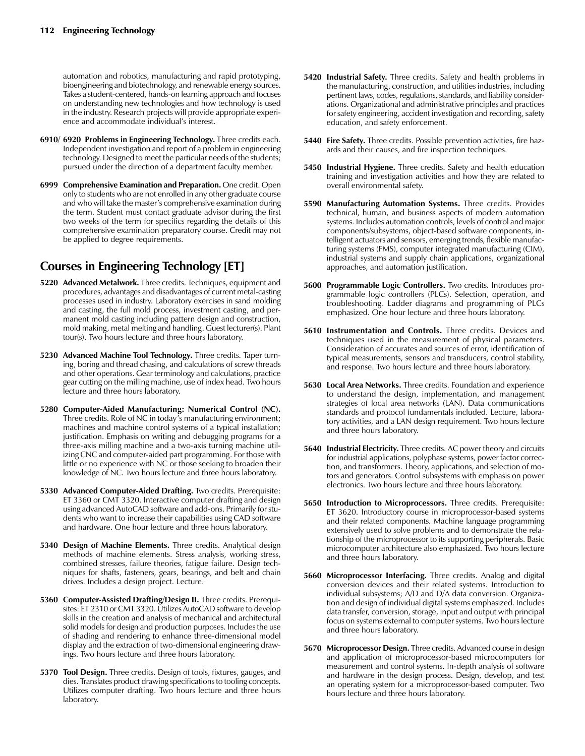automation and robotics, manufacturing and rapid prototyping, bioengineering and biotechnology, and renewable energy sources. Takes a student-centered, hands-on learning approach and focuses on understanding new technologies and how technology is used in the industry. Research projects will provide appropriate experience and accommodate individual's interest.

**6910/ 6920 Problems in Engineering Technology.** Three credits each. Independent investigation and report of a problem in engineering technology. Designed to meet the particular needs of the students; pursued under the direction of a department faculty member.

**6999 Comprehensive Examination and Preparation.** One credit. Open only to students who are not enrolled in any other graduate course and who will take the master's comprehensive examination during the term. Student must contact graduate advisor during the first two weeks of the term for specifics regarding the details of this comprehensive examination preparatory course. Credit may not be applied to degree requirements.

## Courses in Engineering Technology [ET]

**5220 Advanced Metalwork.** Three credits. Techniques, equipment and procedures, advantages and disadvantages of current metal-casting processes used in industry. Laboratory exercises in sand molding and casting, the full mold process, investment casting, and permanent mold casting including pattern design and construction, mold making, metal melting and handling. Guest lecturer(s). Plant tour(s). Two hours lecture and three hours laboratory.

**5230 Advanced Machine Tool Technology.** Three credits. Taper turning, boring and thread chasing, and calculations of screw threads and other operations. Gear terminology and calculations, practice gear cutting on the milling machine, use of index head. Two hours lecture and three hours laboratory.

**5280 Computer-Aided Manufacturing: Numerical Control (NC).** Three credits. Role of NC in today's manufacturing environment; machines and machine control systems of a typical installation; justification. Emphasis on writing and debugging programs for a three-axis milling machine and a two-axis turning machine utilizing CNC and computer-aided part programming. For those with little or no experience with NC or those seeking to broaden their knowledge of NC. Two hours lecture and three hours laboratory.

**5330 Advanced Computer-Aided Drafting.** Two credits. Prerequisite: ET 3360 or CMT 3320. Interactive computer drafting and design using advanced AutoCAD software and add-ons. Primarily for students who want to increase their capabilities using CAD software and hardware. One hour lecture and three hours laboratory.

**5340 Design of Machine Elements.** Three credits. Analytical design methods of machine elements. Stress analysis, working stress, combined stresses, failure theories, fatigue failure. Design techniques for shafts, fasteners, gears, bearings, and belt and chain drives. Includes a design project. Lecture.

**5360 Computer-Assisted Drafting/Design II.** Three credits. Prerequisites: ET 2310 or CMT 3320. Utilizes AutoCAD software to develop skills in the creation and analysis of mechanical and architectural solid models for design and production purposes. Includes the use of shading and rendering to enhance three-dimensional model display and the extraction of two-dimensional engineering drawings. Two hours lecture and three hours laboratory.

**5370 Tool Design.** Three credits. Design of tools, fixtures, gauges, and dies. Translates product drawing specifications to tooling concepts. Utilizes computer drafting. Two hours lecture and three hours laboratory.

**5420 Industrial Safety.** Three credits. Safety and health problems in the manufacturing, construction, and utilities industries, including pertinent laws, codes, regulations, standards, and liability considerations. Organizational and administrative principles and practices for safety engineering, accident investigation and recording, safety education, and safety enforcement.

**5440 Fire Safety.** Three credits. Possible prevention activities, fire hazards and their causes, and fire inspection techniques.

**5450 Industrial Hygiene.** Three credits. Safety and health education training and investigation activities and how they are related to overall environmental safety.

**5590 Manufacturing Automation Systems.** Three credits. Provides technical, human, and business aspects of modern automation systems. Includes automation controls, levels of control and major components/subsystems, object-based software components, intelligent actuators and sensors, emerging trends, flexible manufacturing systems (FMS), computer integrated manufacturing (CIM), industrial systems and supply chain applications, organizational approaches, and automation justification.

**5600 Programmable Logic Controllers.** Two credits. Introduces programmable logic controllers (PLCs). Selection, operation, and troubleshooting. Ladder diagrams and programming of PLCs emphasized. One hour lecture and three hours laboratory.

**5610 Instrumentation and Controls.** Three credits. Devices and techniques used in the measurement of physical parameters. Consideration of accurates and sources of error, identification of typical measurements, sensors and transducers, control stability, and response. Two hours lecture and three hours laboratory.

**5630 Local Area Networks.** Three credits. Foundation and experience to understand the design, implementation, and management strategies of local area networks (LAN). Data communications standards and protocol fundamentals included. Lecture, laboratory activities, and a LAN design requirement. Two hours lecture and three hours laboratory.

**5640 Industrial Electricity.** Three credits. AC power theory and circuits for industrial applications, polyphase systems, power factor correction, and transformers. Theory, applications, and selection of motors and generators. Control subsystems with emphasis on power electronics. Two hours lecture and three hours laboratory.

**5650 Introduction to Microprocessors.** Three credits. Prerequisite: ET 3620. Introductory course in microprocessor-based systems and their related components. Machine language programming extensively used to solve problems and to demonstrate the relationship of the microprocessor to its supporting peripherals. Basic microcomputer architecture also emphasized. Two hours lecture and three hours laboratory.

**5660 Microprocessor Interfacing.** Three credits. Analog and digital conversion devices and their related systems. Introduction to individual subsystems; A/D and D/A data conversion. Organization and design of individual digital systems emphasized. Includes data transfer, conversion, storage, input and output with principal focus on systems external to computer systems. Two hours lecture and three hours laboratory.

**5670 Microprocessor Design.** Three credits. Advanced course in design and application of microprocessor-based microcomputers for measurement and control systems. In-depth analysis of software and hardware in the design process. Design, develop, and test an operating system for a microprocessor-based computer. Two hours lecture and three hours laboratory.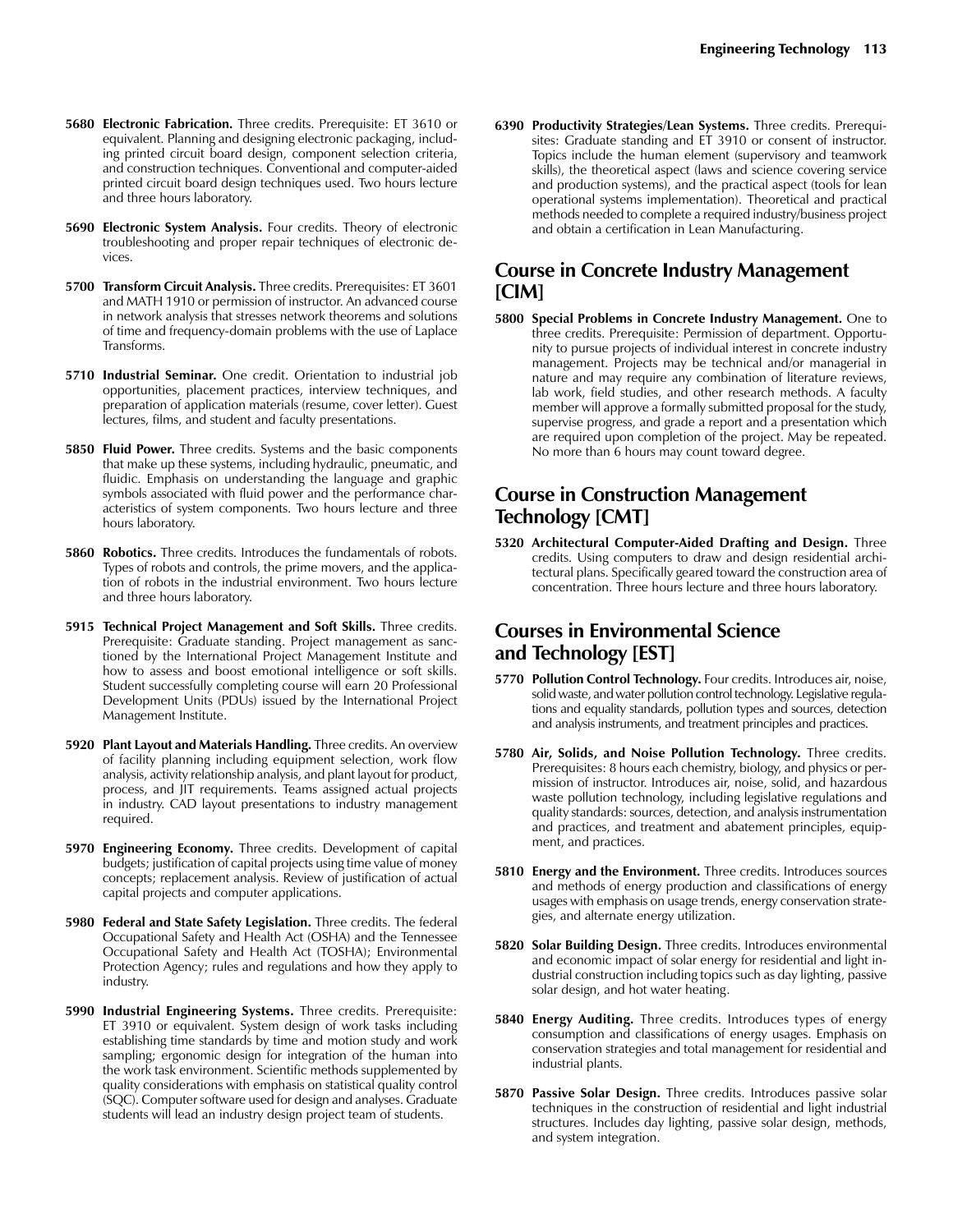**5680 Electronic Fabrication.** Three credits. Prerequisite: ET 3610 or equivalent. Planning and designing electronic packaging, including printed circuit board design, component selection criteria, and construction techniques. Conventional and computer-aided printed circuit board design techniques used. Two hours lecture and three hours laboratory.

**5690 Electronic System Analysis.** Four credits. Theory of electronic troubleshooting and proper repair techniques of electronic devices.

**5700 Transform Circuit Analysis.** Three credits. Prerequisites: ET 3601 and MATH 1910 or permission of instructor. An advanced course in network analysis that stresses network theorems and solutions of time and frequency-domain problems with the use of Laplace Transforms.

**5710 Industrial Seminar.** One credit. Orientation to industrial job opportunities, placement practices, interview techniques, and preparation of application materials (resume, cover letter). Guest lectures, films, and student and faculty presentations.

**5850 Fluid Power.** Three credits. Systems and the basic components that make up these systems, including hydraulic, pneumatic, and fluidic. Emphasis on understanding the language and graphic symbols associated with fluid power and the performance characteristics of system components. Two hours lecture and three hours laboratory.

**5860 Robotics.** Three credits. Introduces the fundamentals of robots. Types of robots and controls, the prime movers, and the application of robots in the industrial environment. Two hours lecture and three hours laboratory.

**5915 Technical Project Management and Soft Skills.** Three credits. Prerequisite: Graduate standing. Project management as sanctioned by the International Project Management Institute and how to assess and boost emotional intelligence or soft skills. Student successfully completing course will earn 20 Professional Development Units (PDUs) issued by the International Project Management Institute.

**5920 Plant Layout and Materials Handling.** Three credits. An overview of facility planning including equipment selection, work flow analysis, activity relationship analysis, and plant layout for product, process, and JIT requirements. Teams assigned actual projects in industry. CAD layout presentations to industry management required.

**5970 Engineering Economy.** Three credits. Development of capital budgets; justification of capital projects using time value of money concepts; replacement analysis. Review of justification of actual capital projects and computer applications.

**5980 Federal and State Safety Legislation.** Three credits. The federal Occupational Safety and Health Act (OSHA) and the Tennessee Occupational Safety and Health Act (TOSHA); Environmental Protection Agency; rules and regulations and how they apply to industry.

**5990 Industrial Engineering Systems.** Three credits. Prerequisite: ET 3910 or equivalent. System design of work tasks including establishing time standards by time and motion study and work sampling; ergonomic design for integration of the human into the work task environment. Scientific methods supplemented by quality considerations with emphasis on statistical quality control (SQC). Computer software used for design and analyses. Graduate students will lead an industry design project team of students.

**6390 Productivity Strategies/Lean Systems.** Three credits. Prerequisites: Graduate standing and ET 3910 or consent of instructor. Topics include the human element (supervisory and teamwork skills), the theoretical aspect (laws and science covering service and production systems), and the practical aspect (tools for lean operational systems implementation). Theoretical and practical methods needed to complete a required industry/business project and obtain a certification in Lean Manufacturing.

## Course in Concrete Industry Management [CIM]

**5800 Special Problems in Concrete Industry Management.** One to three credits. Prerequisite: Permission of department. Opportunity to pursue projects of individual interest in concrete industry management. Projects may be technical and/or managerial in nature and may require any combination of literature reviews, lab work, field studies, and other research methods. A faculty member will approve a formally submitted proposal for the study, supervise progress, and grade a report and a presentation which are required upon completion of the project. May be repeated. No more than 6 hours may count toward degree.

## Course in Construction Management Technology [CMT]

**5320 Architectural Computer-Aided Drafting and Design.** Three credits. Using computers to draw and design residential architectural plans. Specifically geared toward the construction area of concentration. Three hours lecture and three hours laboratory.

## Courses in Environmental Science and Technology [EST]

**5770 Pollution Control Technology.** Four credits. Introduces air, noise, solid waste, and water pollution control technology. Legislative regulations and equality standards, pollution types and sources, detection and analysis instruments, and treatment principles and practices.

**5780 Air, Solids, and Noise Pollution Technology.** Three credits. Prerequisites: 8 hours each chemistry, biology, and physics or permission of instructor. Introduces air, noise, solid, and hazardous waste pollution technology, including legislative regulations and quality standards: sources, detection, and analysis instrumentation and practices, and treatment and abatement principles, equipment, and practices.

**5810 Energy and the Environment.** Three credits. Introduces sources and methods of energy production and classifications of energy usages with emphasis on usage trends, energy conservation strategies, and alternate energy utilization.

**5820 Solar Building Design.** Three credits. Introduces environmental and economic impact of solar energy for residential and light industrial construction including topics such as day lighting, passive solar design, and hot water heating.

**5840 Energy Auditing.** Three credits. Introduces types of energy consumption and classifications of energy usages. Emphasis on conservation strategies and total management for residential and industrial plants.

**5870 Passive Solar Design.** Three credits. Introduces passive solar techniques in the construction of residential and light industrial structures. Includes day lighting, passive solar design, methods, and system integration.